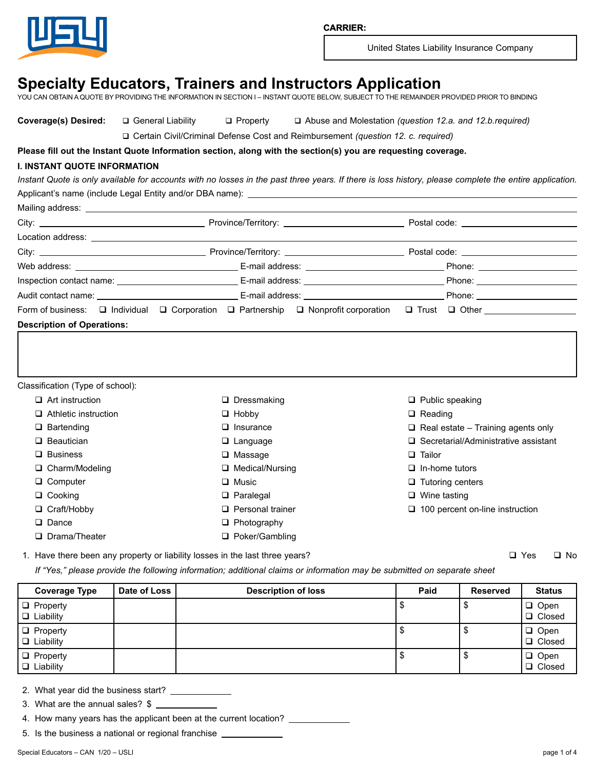**CARRIER:**

United States Liability Insurance Company

# Specialty Educators, Trainers and Instructors Application

YOU CAN OBTAIN A QUOTE BY PROVIDING THE INFORMATION IN SECTION I – INSTANT QUOTE BELOW, SUBJECT TO THE REMAINDER PROVIDED PRIOR TO BINDING

**Coverage(s) Desired:** ❑ General Liability ❑ Property ❑ Abuse and Molestation *(question 12.a. and 12.b.required)*

❑ Certain Civil/Criminal Defense Cost and Reimbursement *(question 12. c. required)*

**Please fill out the Instant Quote Information section, along with the section(s) you are requesting coverage.**

## I. INSTANT QUOTE INFORMATION

*Instant Quote is only available for accounts with no losses in the past three years. If there is loss history, please complete the entire application.*

Applicant's name (include Legal Entity and/or DBA name): ______________________

Mailing address: ______________________

City: ______________ Province/Territory: ______________ Postal code: ______________

Location address: ______________________

City: ______________ Province/Territory: ______________ Postal code: ______________

Web address: ______________ E-mail address: ______________ Phone: ______________

Inspection contact name: ______________ E-mail address: ______________ Phone: ______________

Audit contact name: ______________ E-mail address: ______________ Phone: ______________

Form of business: ❑ Individual ❑ Corporation ❑ Partnership ❑ Nonprofit corporation ❑ Trust ❑ Other ______________

**Description of Operations:**

______________________

Classification (Type of school):

- ❑ Art instruction
- ❑ Athletic instruction
- ❑ Bartending
- ❑ Beautician
- ❑ Business
- ❑ Charm/Modeling
- ❑ Computer
- ❑ Cooking
- ❑ Craft/Hobby
- ❑ Dance
- ❑ Drama/Theater
- ❑ Dressmaking
- ❑ Hobby
- ❑ Insurance
- ❑ Language
- ❑ Massage
- ❑ Medical/Nursing
- ❑ Music
- ❑ Paralegal
- ❑ Personal trainer
- ❑ Photography
- ❑ Poker/Gambling
- ❑ Public speaking
- ❑ Reading
- ❑ Real estate – Training agents only
- ❑ Secretarial/Administrative assistant
- ❑ Tailor
- ❑ In-home tutors
- ❑ Tutoring centers
- ❑ Wine tasting
- ❑ 100 percent on-line instruction

1. Have there been any property or liability losses in the last three years? ❑ Yes ❑ No

   *If "Yes," please provide the following information; additional claims or information may be submitted on separate sheet*

| Coverage Type | Date of Loss | Description of loss | Paid | Reserved | Status |
|---|---|---|---|---|---|
| ❑ Property ❑ Liability | | | $ | $ | ❑ Open ❑ Closed |
| ❑ Property ❑ Liability | | | $ | $ | ❑ Open ❑ Closed |
| ❑ Property ❑ Liability | | | $ | $ | ❑ Open ❑ Closed |

2. What year did the business start? ______________
3. What are the annual sales? $ ______________
4. How many years has the applicant been at the current location? ______________
5. Is the business a national or regional franchise ______________

Special Educators – CAN 1/20 – USLI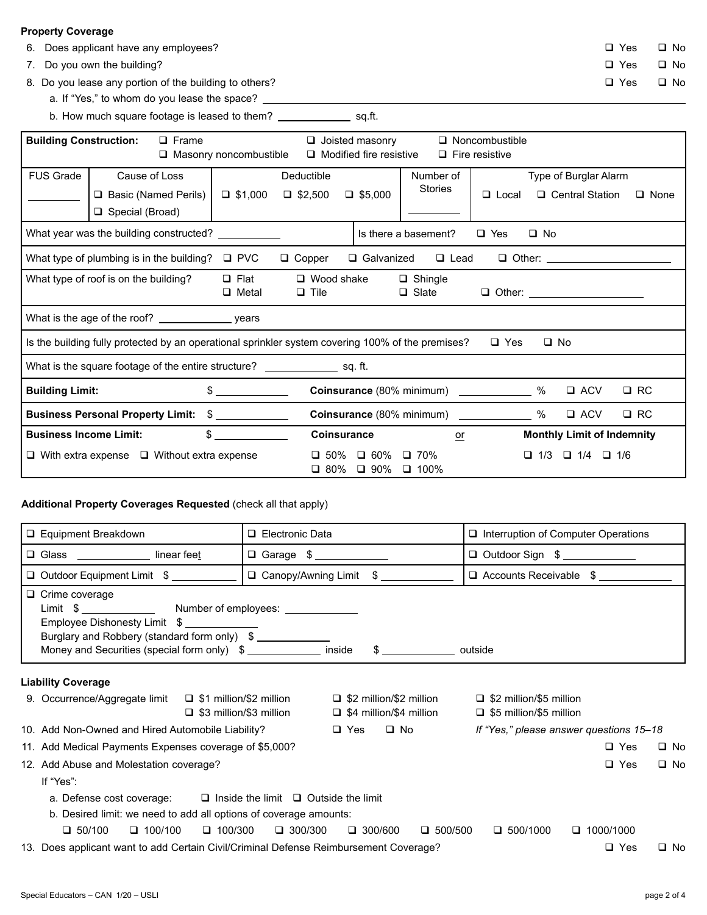**Property Coverage**

6. Does applicant have any employees? ☐ Yes ☐ No
7. Do you own the building? ☐ Yes ☐ No
8. Do you lease any portion of the building to others? ☐ Yes ☐ No
   a. If "Yes," to whom do you lease the space? ____________
   b. How much square footage is leased to them? ____________ sq.ft.

| **Building Construction:** ☐ Frame ☐ Masonry noncombustible ☐ Joisted masonry ☐ Modified fire resistive ☐ Noncombustible ☐ Fire resistive | | | | |
|---|---|---|---|---|
| FUS Grade ________ | Cause of Loss ☐ Basic (Named Perils) ☐ Special (Broad) | Deductible ☐ \$1,000 ☐ \$2,500 ☐ \$5,000 | Number of Stories ________ | Type of Burglar Alarm ☐ Local ☐ Central Station ☐ None |
| What year was the building constructed? ________ | | | Is there a basement? ☐ Yes ☐ No | |
| What type of plumbing is in the building? ☐ PVC ☐ Copper ☐ Galvanized ☐ Lead ☐ Other: ________ | | | | |
| What type of roof is on the building? ☐ Flat ☐ Metal ☐ Wood shake ☐ Tile ☐ Shingle ☐ Slate ☐ Other: ________ | | | | |
| What is the age of the roof? ________ years | | | | |
| Is the building fully protected by an operational sprinkler system covering 100% of the premises? ☐ Yes ☐ No | | | | |
| What is the square footage of the entire structure? ________ sq. ft. | | | | |
| **Building Limit:** \$ ________ | | **Coinsurance** (80% minimum) ________ % ☐ ACV ☐ RC | | |
| **Business Personal Property Limit:** \$ ________ | | **Coinsurance** (80% minimum) ________ % ☐ ACV ☐ RC | | |
| **Business Income Limit:** \$ ________ ☐ With extra expense ☐ Without extra expense | | **Coinsurance** ☐ 50% ☐ 60% ☐ 70% ☐ 80% ☐ 90% ☐ 100% | or | **Monthly Limit of Indemnity** ☐ 1/3 ☐ 1/4 ☐ 1/6 |

**Additional Property Coverages Requested** (check all that apply)

| | | |
|---|---|---|
| ☐ Equipment Breakdown | ☐ Electronic Data | ☐ Interruption of Computer Operations |
| ☐ Glass ________ linear feet | ☐ Garage \$ ________ | ☐ Outdoor Sign \$ ________ |
| ☐ Outdoor Equipment Limit \$ ________ | ☐ Canopy/Awning Limit \$ ________ | ☐ Accounts Receivable \$ ________ |
| ☐ Crime coverage<br>Limit \$ ________ Number of employees: ________<br>Employee Dishonesty Limit \$ ________<br>Burglary and Robbery (standard form only) \$ ________<br>Money and Securities (special form only) \$ ________ inside \$ ________ outside | | |

**Liability Coverage**

9. Occurrence/Aggregate limit ☐ \$1 million/\$2 million ☐ \$2 million/\$2 million ☐ \$2 million/\$5 million ☐ \$3 million/\$3 million ☐ \$4 million/\$4 million ☐ \$5 million/\$5 million
10. Add Non-Owned and Hired Automobile Liability? ☐ Yes ☐ No *If "Yes," please answer questions 15–18*
11. Add Medical Payments Expenses coverage of \$5,000? ☐ Yes ☐ No
12. Add Abuse and Molestation coverage? ☐ Yes ☐ No
    If "Yes":
    a. Defense cost coverage: ☐ Inside the limit ☐ Outside the limit
    b. Desired limit: we need to add all options of coverage amounts:
    ☐ 50/100 ☐ 100/100 ☐ 100/300 ☐ 300/300 ☐ 300/600 ☐ 500/500 ☐ 500/1000 ☐ 1000/1000
13. Does applicant want to add Certain Civil/Criminal Defense Reimbursement Coverage? ☐ Yes ☐ No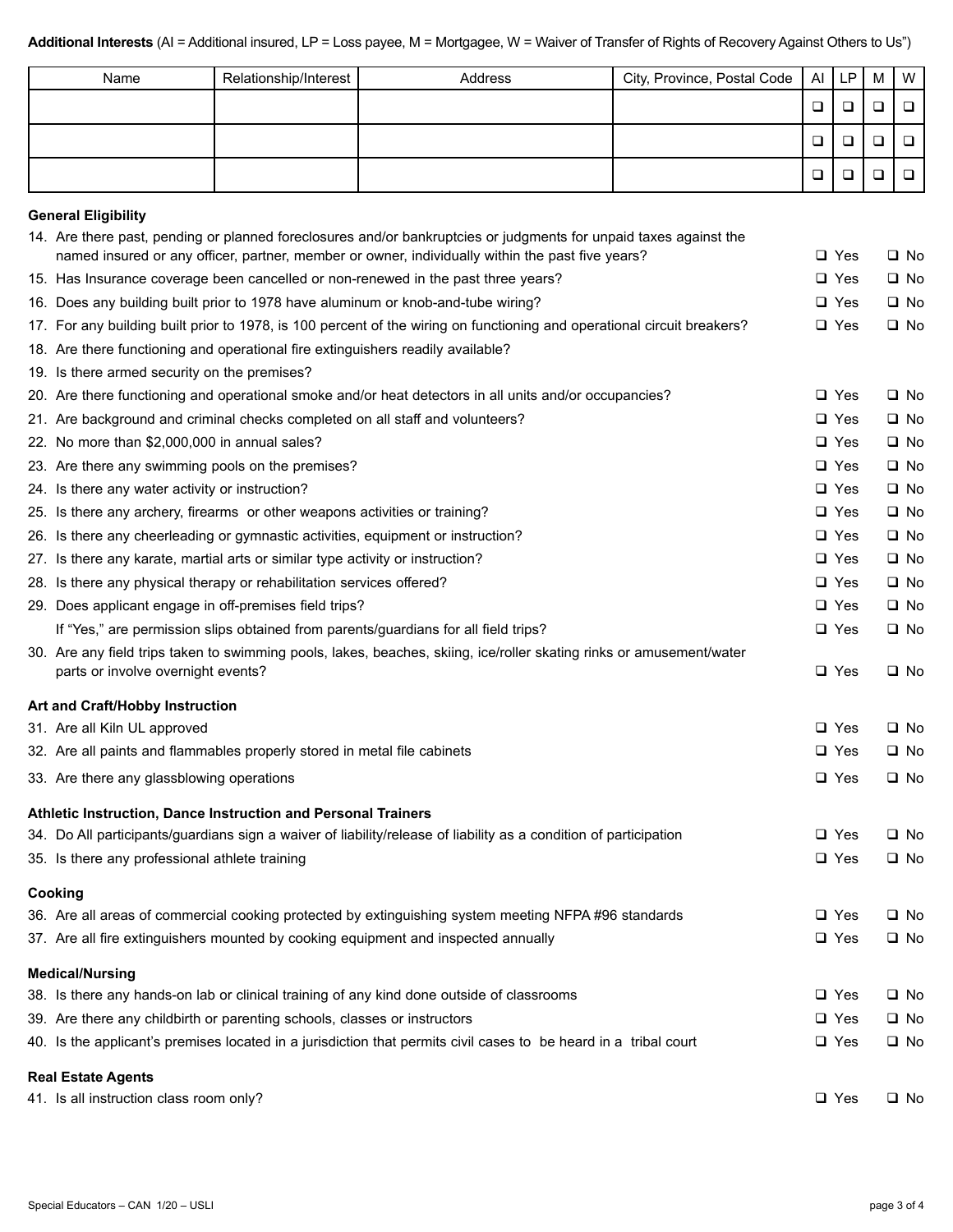**Additional Interests** (AI = Additional insured, LP = Loss payee, M = Mortgagee, W = Waiver of Transfer of Rights of Recovery Against Others to Us")

| Name | Relationship/Interest | Address | City, Province, Postal Code | AI | LP | M | W |
|---|---|---|---|---|---|---|---|
| | | | | ❑ | ❑ | ❑ | ❑ |
| | | | | ❑ | ❑ | ❑ | ❑ |
| | | | | ❑ | ❑ | ❑ | ❑ |

**General Eligibility**

14. Are there past, pending or planned foreclosures and/or bankruptcies or judgments for unpaid taxes against the named insured or any officer, partner, member or owner, individually within the past five years? ❑ Yes ❑ No
15. Has Insurance coverage been cancelled or non-renewed in the past three years? ❑ Yes ❑ No
16. Does any building built prior to 1978 have aluminum or knob-and-tube wiring? ❑ Yes ❑ No
17. For any building built prior to 1978, is 100 percent of the wiring on functioning and operational circuit breakers? ❑ Yes ❑ No
18. Are there functioning and operational fire extinguishers readily available?
19. Is there armed security on the premises?
20. Are there functioning and operational smoke and/or heat detectors in all units and/or occupancies? ❑ Yes ❑ No
21. Are background and criminal checks completed on all staff and volunteers? ❑ Yes ❑ No
22. No more than $2,000,000 in annual sales? ❑ Yes ❑ No
23. Are there any swimming pools on the premises? ❑ Yes ❑ No
24. Is there any water activity or instruction? ❑ Yes ❑ No
25. Is there any archery, firearms or other weapons activities or training? ❑ Yes ❑ No
26. Is there any cheerleading or gymnastic activities, equipment or instruction? ❑ Yes ❑ No
27. Is there any karate, martial arts or similar type activity or instruction? ❑ Yes ❑ No
28. Is there any physical therapy or rehabilitation services offered? ❑ Yes ❑ No
29. Does applicant engage in off-premises field trips? ❑ Yes ❑ No
    If "Yes," are permission slips obtained from parents/guardians for all field trips? ❑ Yes ❑ No
30. Are any field trips taken to swimming pools, lakes, beaches, skiing, ice/roller skating rinks or amusement/water parts or involve overnight events? ❑ Yes ❑ No

**Art and Craft/Hobby Instruction**

31. Are all Kiln UL approved ❑ Yes ❑ No
32. Are all paints and flammables properly stored in metal file cabinets ❑ Yes ❑ No
33. Are there any glassblowing operations ❑ Yes ❑ No

**Athletic Instruction, Dance Instruction and Personal Trainers**

34. Do All participants/guardians sign a waiver of liability/release of liability as a condition of participation ❑ Yes ❑ No
35. Is there any professional athlete training ❑ Yes ❑ No

**Cooking**

36. Are all areas of commercial cooking protected by extinguishing system meeting NFPA #96 standards ❑ Yes ❑ No
37. Are all fire extinguishers mounted by cooking equipment and inspected annually ❑ Yes ❑ No

**Medical/Nursing**

38. Is there any hands-on lab or clinical training of any kind done outside of classrooms ❑ Yes ❑ No
39. Are there any childbirth or parenting schools, classes or instructors ❑ Yes ❑ No
40. Is the applicant's premises located in a jurisdiction that permits civil cases to be heard in a tribal court ❑ Yes ❑ No

**Real Estate Agents**

41. Is all instruction class room only? ❑ Yes ❑ No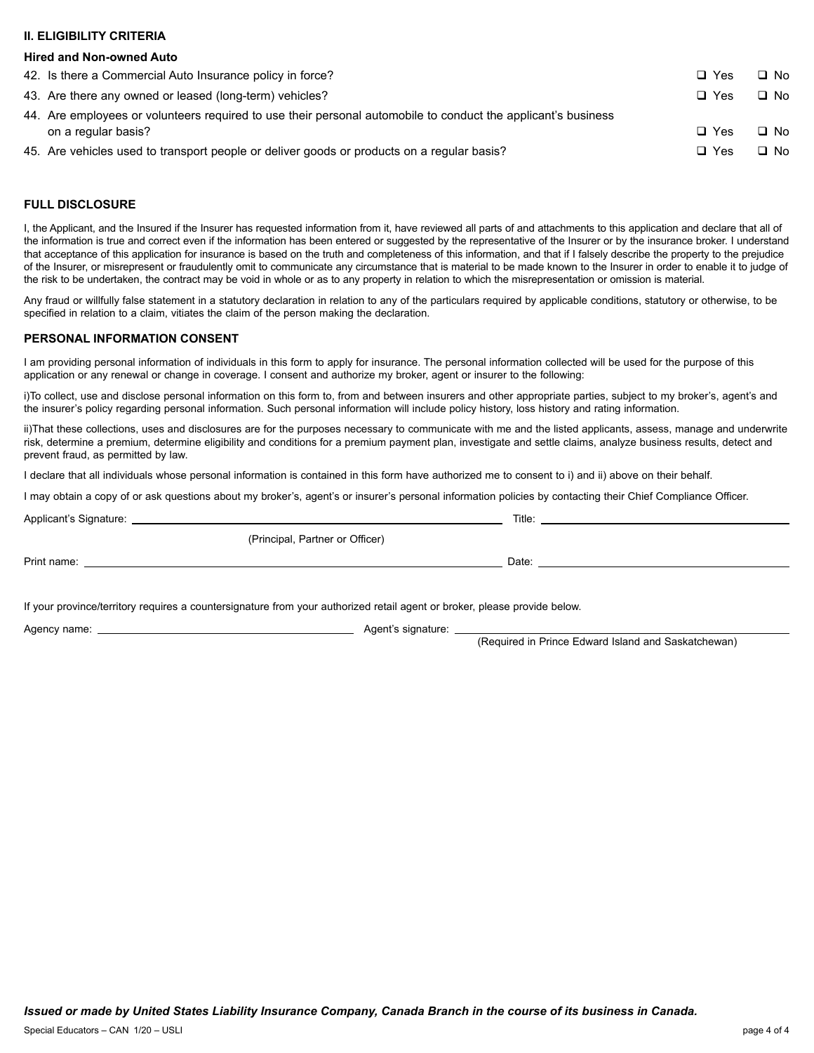## II. ELIGIBILITY CRITERIA

### Hired and Non-owned Auto

42. Is there a Commercial Auto Insurance policy in force? ❑ Yes ❑ No
43. Are there any owned or leased (long-term) vehicles? ❑ Yes ❑ No
44. Are employees or volunteers required to use their personal automobile to conduct the applicant's business on a regular basis? ❑ Yes ❑ No
45. Are vehicles used to transport people or deliver goods or products on a regular basis? ❑ Yes ❑ No

### FULL DISCLOSURE

I, the Applicant, and the Insured if the Insurer has requested information from it, have reviewed all parts of and attachments to this application and declare that all of the information is true and correct even if the information has been entered or suggested by the representative of the Insurer or by the insurance broker. I understand that acceptance of this application for insurance is based on the truth and completeness of this information, and that if I falsely describe the property to the prejudice of the Insurer, or misrepresent or fraudulently omit to communicate any circumstance that is material to be made known to the Insurer in order to enable it to judge of the risk to be undertaken, the contract may be void in whole or as to any property in relation to which the misrepresentation or omission is material.

Any fraud or willfully false statement in a statutory declaration in relation to any of the particulars required by applicable conditions, statutory or otherwise, to be specified in relation to a claim, vitiates the claim of the person making the declaration.

### PERSONAL INFORMATION CONSENT

I am providing personal information of individuals in this form to apply for insurance. The personal information collected will be used for the purpose of this application or any renewal or change in coverage. I consent and authorize my broker, agent or insurer to the following:

i)To collect, use and disclose personal information on this form to, from and between insurers and other appropriate parties, subject to my broker's, agent's and the insurer's policy regarding personal information. Such personal information will include policy history, loss history and rating information.

ii)That these collections, uses and disclosures are for the purposes necessary to communicate with me and the listed applicants, assess, manage and underwrite risk, determine a premium, determine eligibility and conditions for a premium payment plan, investigate and settle claims, analyze business results, detect and prevent fraud, as permitted by law.

I declare that all individuals whose personal information is contained in this form have authorized me to consent to i) and ii) above on their behalf.

I may obtain a copy of or ask questions about my broker's, agent's or insurer's personal information policies by contacting their Chief Compliance Officer.

Applicant's Signature: ______________________________ Title: ______________________________
(Principal, Partner or Officer)

Print name: ______________________________ Date: ______________________________

If your province/territory requires a countersignature from your authorized retail agent or broker, please provide below.

Agency name: ______________________________ Agent's signature: ______________________________
(Required in Prince Edward Island and Saskatchewan)

***Issued or made by United States Liability Insurance Company, Canada Branch in the course of its business in Canada.***

Special Educators – CAN 1/20 – USLI